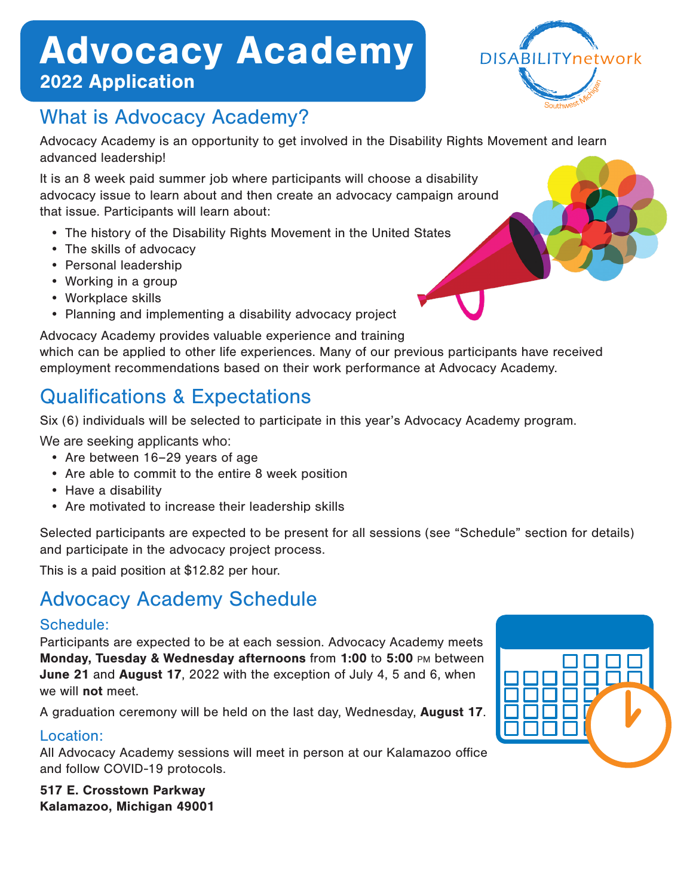# Advocacy Academy

**2022 Application**

DISABILITYnetwork Southwest Michigan

## What is Advocacy Academy?

Advocacy Academy is an opportunity to get involved in the Disability Rights Movement and learn advanced leadership!

It is an 8 week paid summer job where participants will choose a disability advocacy issue to learn about and then create an advocacy campaign around that issue. Participants will learn about:

- The history of the Disability Rights Movement in the United States
- The skills of advocacy
- Personal leadership
- Working in a group
- Workplace skills
- Planning and implementing a disability advocacy project

Advocacy Academy provides valuable experience and training which can be applied to other life experiences. Many of our previous participants have received employment recommendations based on their work performance at Advocacy Academy.

## Qualifications & Expectations

Six (6) individuals will be selected to participate in this year's Advocacy Academy program.

We are seeking applicants who:

- Are between 16–29 years of age
- Are able to commit to the entire 8 week position
- Have a disability
- Are motivated to increase their leadership skills

Selected participants are expected to be present for all sessions (see "Schedule" section for details) and participate in the advocacy project process.

This is a paid position at $12.82 per hour.

## Advocacy Academy Schedule

### Schedule:

Participants are expected to be at each session. Advocacy Academy meets **Monday, Tuesday & Wednesday afternoons** from **1:00** to **5:00** PM between **June 21** and **August 17**, 2022 with the exception of July 4, 5 and 6, when we will **not** meet.

A graduation ceremony will be held on the last day, Wednesday, **August 17**.

### Location:

All Advocacy Academy sessions will meet in person at our Kalamazoo office and follow COVID-19 protocols.

**517 E. Crosstown Parkway**
**Kalamazoo, Michigan 49001**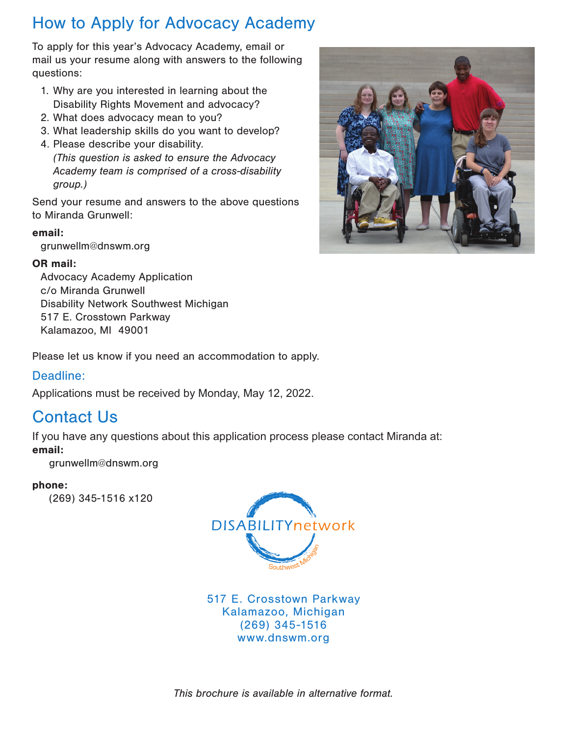## How to Apply for Advocacy Academy

To apply for this year's Advocacy Academy, email or mail us your resume along with answers to the following questions:

1. Why are you interested in learning about the Disability Rights Movement and advocacy?
2. What does advocacy mean to you?
3. What leadership skills do you want to develop?
4. Please describe your disability.
   *(This question is asked to ensure the Advocacy Academy team is comprised of a cross-disability group.)*

Send your resume and answers to the above questions to Miranda Grunwell:

**email:**
grunwellm@dnswm.org

**OR mail:**
Advocacy Academy Application
c/o Miranda Grunwell
Disability Network Southwest Michigan
517 E. Crosstown Parkway
Kalamazoo, MI 49001

Please let us know if you need an accommodation to apply.

### Deadline:

Applications must be received by Monday, May 12, 2022.

## Contact Us

If you have any questions about this application process please contact Miranda at:

**email:**
grunwellm@dnswm.org

**phone:**
(269) 345-1516 x120

DISABILITYnetwork Southwest Michigan

517 E. Crosstown Parkway
Kalamazoo, Michigan
(269) 345-1516
www.dnswm.org

*This brochure is available in alternative format.*